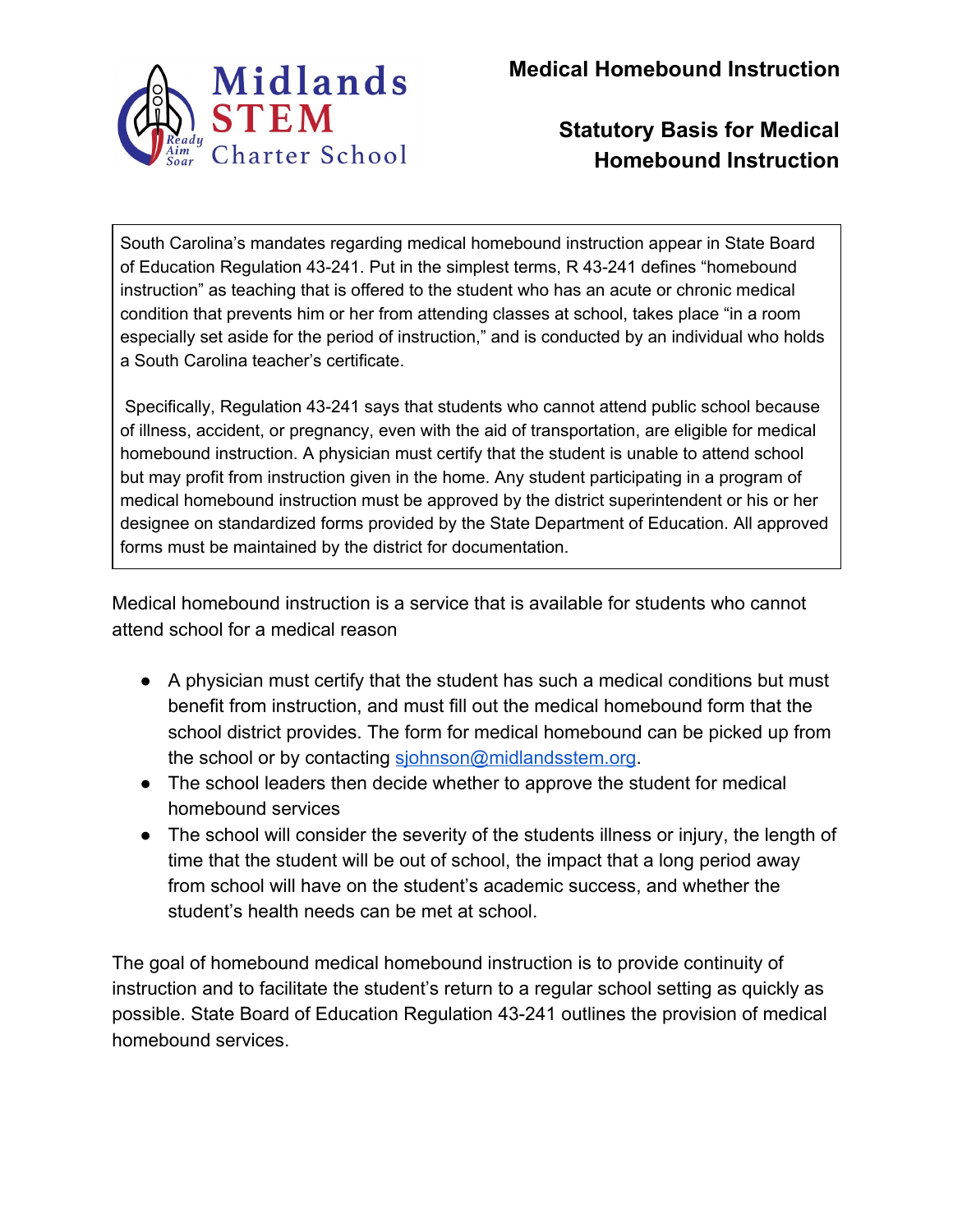Midlands STEM Charter School

Ready Aim Soar

# Medical Homebound Instruction

## Statutory Basis for Medical Homebound Instruction

South Carolina's mandates regarding medical homebound instruction appear in State Board of Education Regulation 43-241. Put in the simplest terms, R 43-241 defines "homebound instruction" as teaching that is offered to the student who has an acute or chronic medical condition that prevents him or her from attending classes at school, takes place "in a room especially set aside for the period of instruction," and is conducted by an individual who holds a South Carolina teacher's certificate.

Specifically, Regulation 43-241 says that students who cannot attend public school because of illness, accident, or pregnancy, even with the aid of transportation, are eligible for medical homebound instruction. A physician must certify that the student is unable to attend school but may profit from instruction given in the home. Any student participating in a program of medical homebound instruction must be approved by the district superintendent or his or her designee on standardized forms provided by the State Department of Education. All approved forms must be maintained by the district for documentation.

Medical homebound instruction is a service that is available for students who cannot attend school for a medical reason

- A physician must certify that the student has such a medical conditions but must benefit from instruction, and must fill out the medical homebound form that the school district provides. The form for medical homebound can be picked up from the school or by contacting sjohnson@midlandsstem.org.
- The school leaders then decide whether to approve the student for medical homebound services
- The school will consider the severity of the students illness or injury, the length of time that the student will be out of school, the impact that a long period away from school will have on the student's academic success, and whether the student's health needs can be met at school.

The goal of homebound medical homebound instruction is to provide continuity of instruction and to facilitate the student's return to a regular school setting as quickly as possible. State Board of Education Regulation 43-241 outlines the provision of medical homebound services.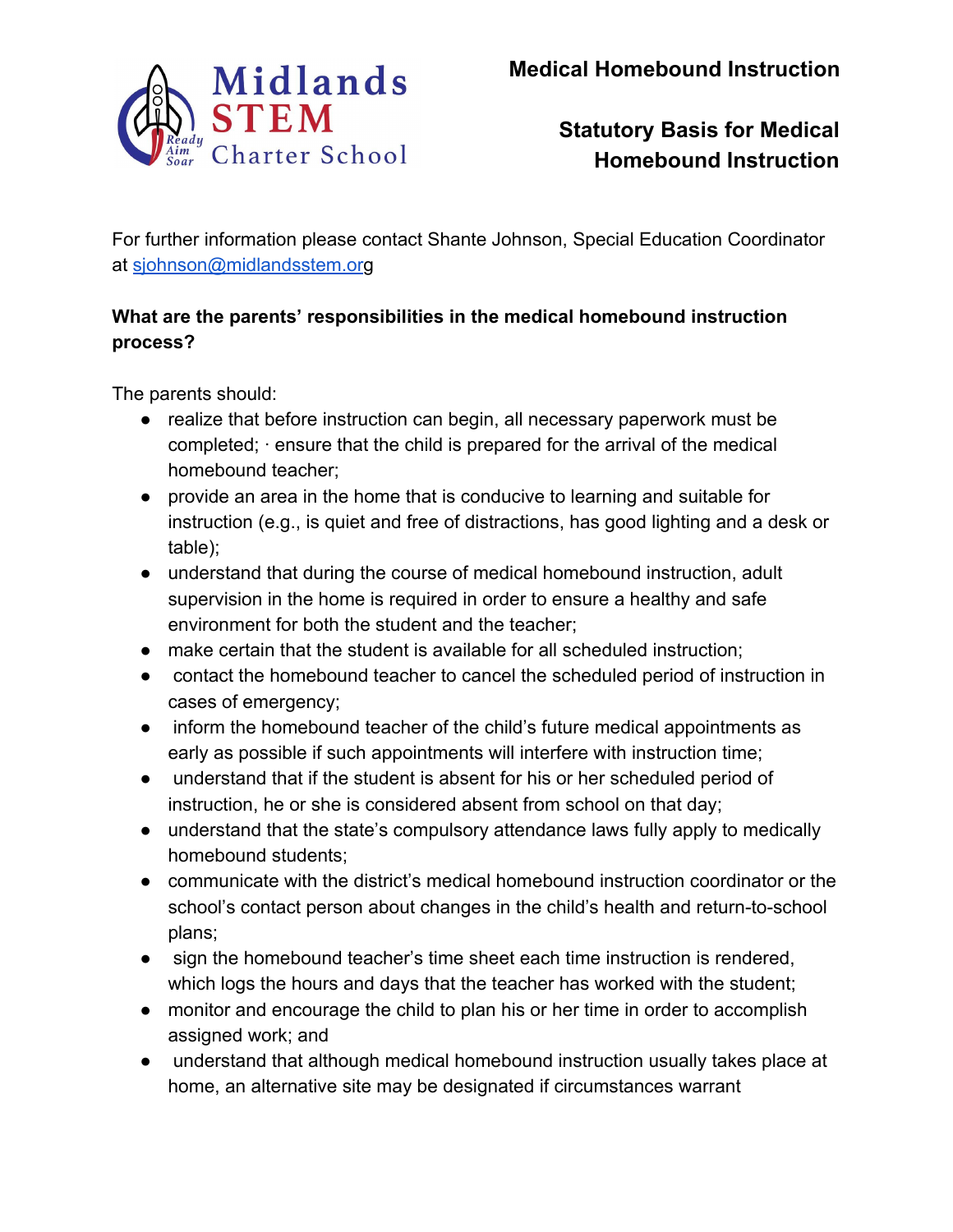**Medical Homebound Instruction**

**Statutory Basis for Medical Homebound Instruction**

For further information please contact Shante Johnson, Special Education Coordinator at sjohnson@midlandsstem.org

**What are the parents' responsibilities in the medical homebound instruction process?**

The parents should:

- realize that before instruction can begin, all necessary paperwork must be completed; · ensure that the child is prepared for the arrival of the medical homebound teacher;
- provide an area in the home that is conducive to learning and suitable for instruction (e.g., is quiet and free of distractions, has good lighting and a desk or table);
- understand that during the course of medical homebound instruction, adult supervision in the home is required in order to ensure a healthy and safe environment for both the student and the teacher;
- make certain that the student is available for all scheduled instruction;
- contact the homebound teacher to cancel the scheduled period of instruction in cases of emergency;
- inform the homebound teacher of the child's future medical appointments as early as possible if such appointments will interfere with instruction time;
- understand that if the student is absent for his or her scheduled period of instruction, he or she is considered absent from school on that day;
- understand that the state's compulsory attendance laws fully apply to medically homebound students;
- communicate with the district's medical homebound instruction coordinator or the school's contact person about changes in the child's health and return-to-school plans;
- sign the homebound teacher's time sheet each time instruction is rendered, which logs the hours and days that the teacher has worked with the student;
- monitor and encourage the child to plan his or her time in order to accomplish assigned work; and
- understand that although medical homebound instruction usually takes place at home, an alternative site may be designated if circumstances warrant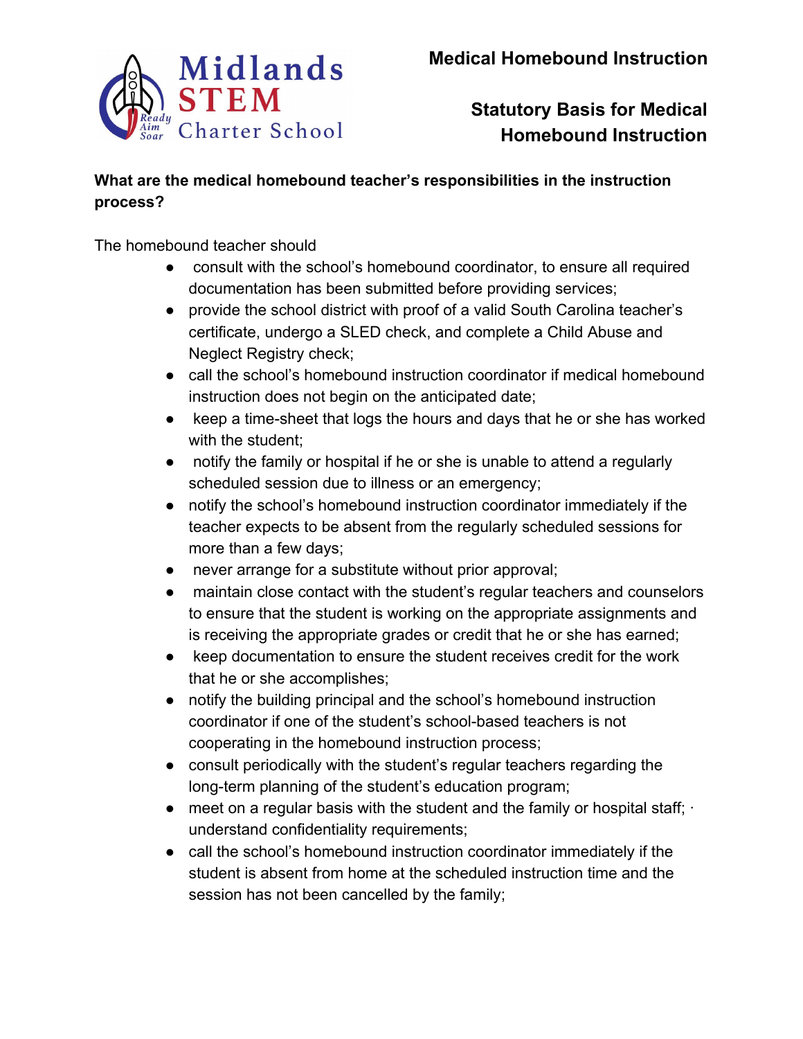**What are the medical homebound teacher's responsibilities in the instruction process?**

The homebound teacher should

- consult with the school's homebound coordinator, to ensure all required documentation has been submitted before providing services;
- provide the school district with proof of a valid South Carolina teacher's certificate, undergo a SLED check, and complete a Child Abuse and Neglect Registry check;
- call the school's homebound instruction coordinator if medical homebound instruction does not begin on the anticipated date;
- keep a time-sheet that logs the hours and days that he or she has worked with the student;
- notify the family or hospital if he or she is unable to attend a regularly scheduled session due to illness or an emergency;
- notify the school's homebound instruction coordinator immediately if the teacher expects to be absent from the regularly scheduled sessions for more than a few days;
- never arrange for a substitute without prior approval;
- maintain close contact with the student's regular teachers and counselors to ensure that the student is working on the appropriate assignments and is receiving the appropriate grades or credit that he or she has earned;
- keep documentation to ensure the student receives credit for the work that he or she accomplishes;
- notify the building principal and the school's homebound instruction coordinator if one of the student's school-based teachers is not cooperating in the homebound instruction process;
- consult periodically with the student's regular teachers regarding the long-term planning of the student's education program;
- meet on a regular basis with the student and the family or hospital staff; · understand confidentiality requirements;
- call the school's homebound instruction coordinator immediately if the student is absent from home at the scheduled instruction time and the session has not been cancelled by the family;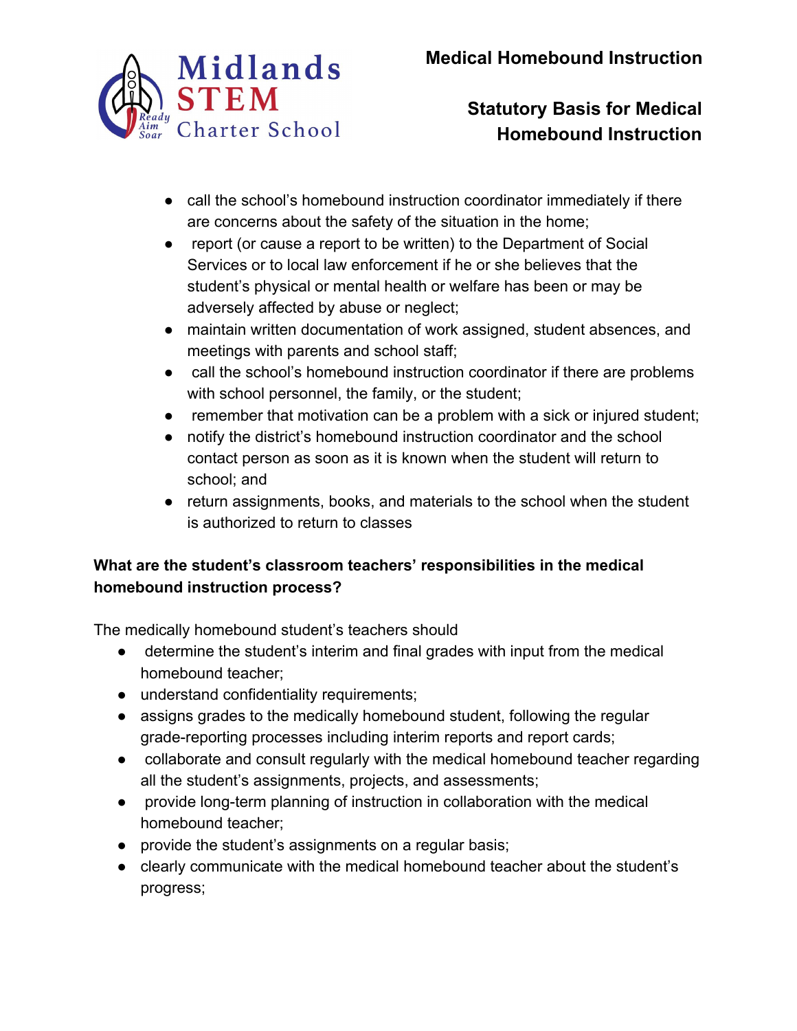- call the school's homebound instruction coordinator immediately if there are concerns about the safety of the situation in the home;
- report (or cause a report to be written) to the Department of Social Services or to local law enforcement if he or she believes that the student's physical or mental health or welfare has been or may be adversely affected by abuse or neglect;
- maintain written documentation of work assigned, student absences, and meetings with parents and school staff;
- call the school's homebound instruction coordinator if there are problems with school personnel, the family, or the student;
- remember that motivation can be a problem with a sick or injured student;
- notify the district's homebound instruction coordinator and the school contact person as soon as it is known when the student will return to school; and
- return assignments, books, and materials to the school when the student is authorized to return to classes

**What are the student's classroom teachers' responsibilities in the medical homebound instruction process?**

The medically homebound student's teachers should

- determine the student's interim and final grades with input from the medical homebound teacher;
- understand confidentiality requirements;
- assigns grades to the medically homebound student, following the regular grade-reporting processes including interim reports and report cards;
- collaborate and consult regularly with the medical homebound teacher regarding all the student's assignments, projects, and assessments;
- provide long-term planning of instruction in collaboration with the medical homebound teacher;
- provide the student's assignments on a regular basis;
- clearly communicate with the medical homebound teacher about the student's progress;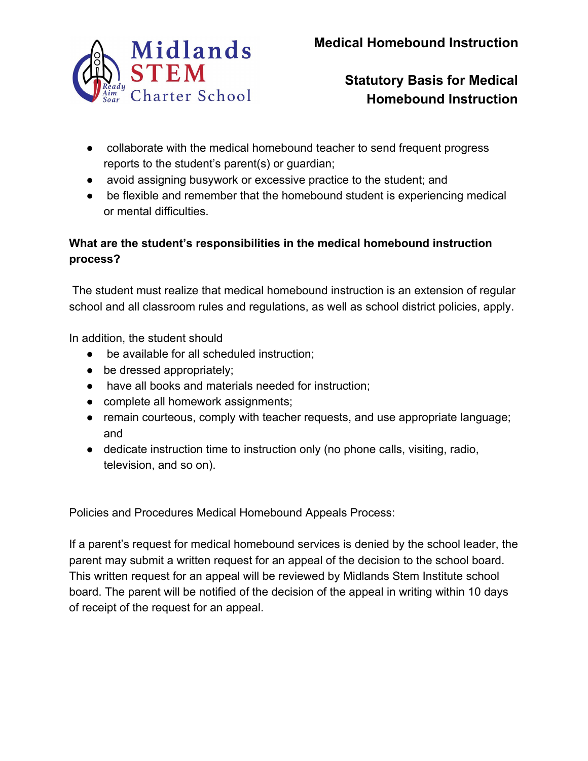- collaborate with the medical homebound teacher to send frequent progress reports to the student's parent(s) or guardian;
- avoid assigning busywork or excessive practice to the student; and
- be flexible and remember that the homebound student is experiencing medical or mental difficulties.

**What are the student's responsibilities in the medical homebound instruction process?**

The student must realize that medical homebound instruction is an extension of regular school and all classroom rules and regulations, as well as school district policies, apply.

In addition, the student should

- be available for all scheduled instruction;
- be dressed appropriately;
- have all books and materials needed for instruction;
- complete all homework assignments;
- remain courteous, comply with teacher requests, and use appropriate language; and
- dedicate instruction time to instruction only (no phone calls, visiting, radio, television, and so on).

Policies and Procedures Medical Homebound Appeals Process:

If a parent's request for medical homebound services is denied by the school leader, the parent may submit a written request for an appeal of the decision to the school board. This written request for an appeal will be reviewed by Midlands Stem Institute school board. The parent will be notified of the decision of the appeal in writing within 10 days of receipt of the request for an appeal.